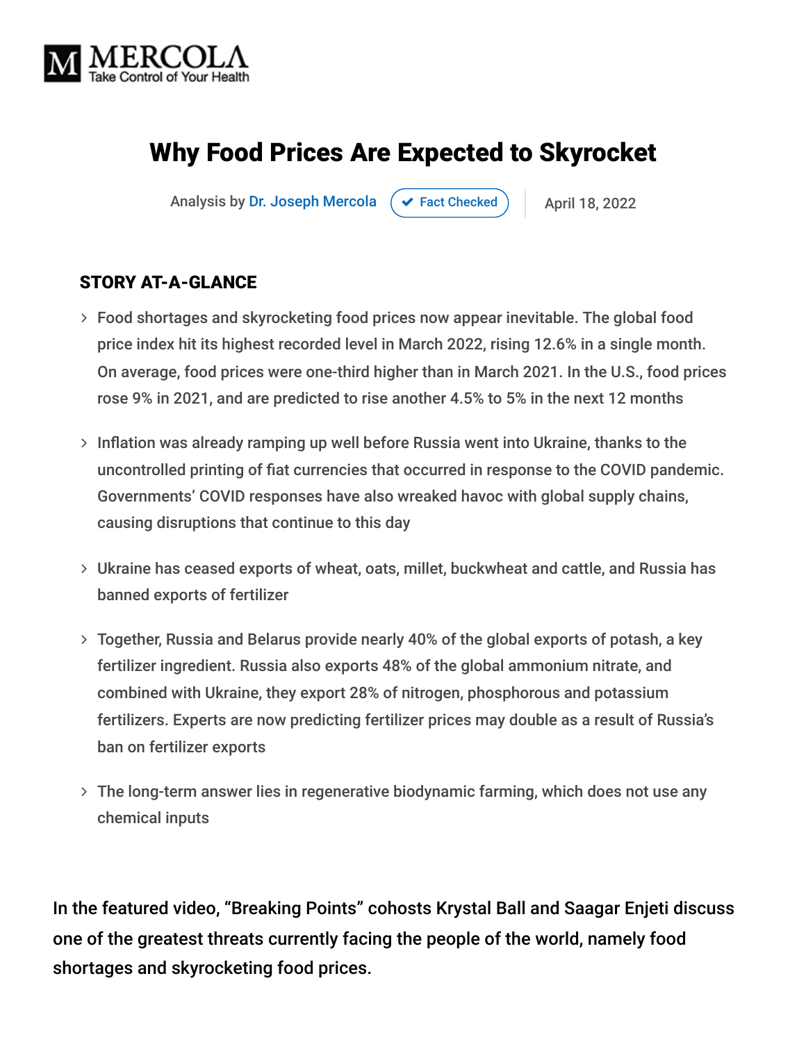MERCOLA
Take Control of Your Health

# Why Food Prices Are Expected to Skyrocket

Analysis by Dr. Joseph Mercola ✔ Fact Checked | April 18, 2022

## STORY AT-A-GLANCE

- Food shortages and skyrocketing food prices now appear inevitable. The global food price index hit its highest recorded level in March 2022, rising 12.6% in a single month. On average, food prices were one-third higher than in March 2021. In the U.S., food prices rose 9% in 2021, and are predicted to rise another 4.5% to 5% in the next 12 months
- Inflation was already ramping up well before Russia went into Ukraine, thanks to the uncontrolled printing of fiat currencies that occurred in response to the COVID pandemic. Governments' COVID responses have also wreaked havoc with global supply chains, causing disruptions that continue to this day
- Ukraine has ceased exports of wheat, oats, millet, buckwheat and cattle, and Russia has banned exports of fertilizer
- Together, Russia and Belarus provide nearly 40% of the global exports of potash, a key fertilizer ingredient. Russia also exports 48% of the global ammonium nitrate, and combined with Ukraine, they export 28% of nitrogen, phosphorous and potassium fertilizers. Experts are now predicting fertilizer prices may double as a result of Russia's ban on fertilizer exports
- The long-term answer lies in regenerative biodynamic farming, which does not use any chemical inputs

In the featured video, "Breaking Points" cohosts Krystal Ball and Saagar Enjeti discuss one of the greatest threats currently facing the people of the world, namely food shortages and skyrocketing food prices.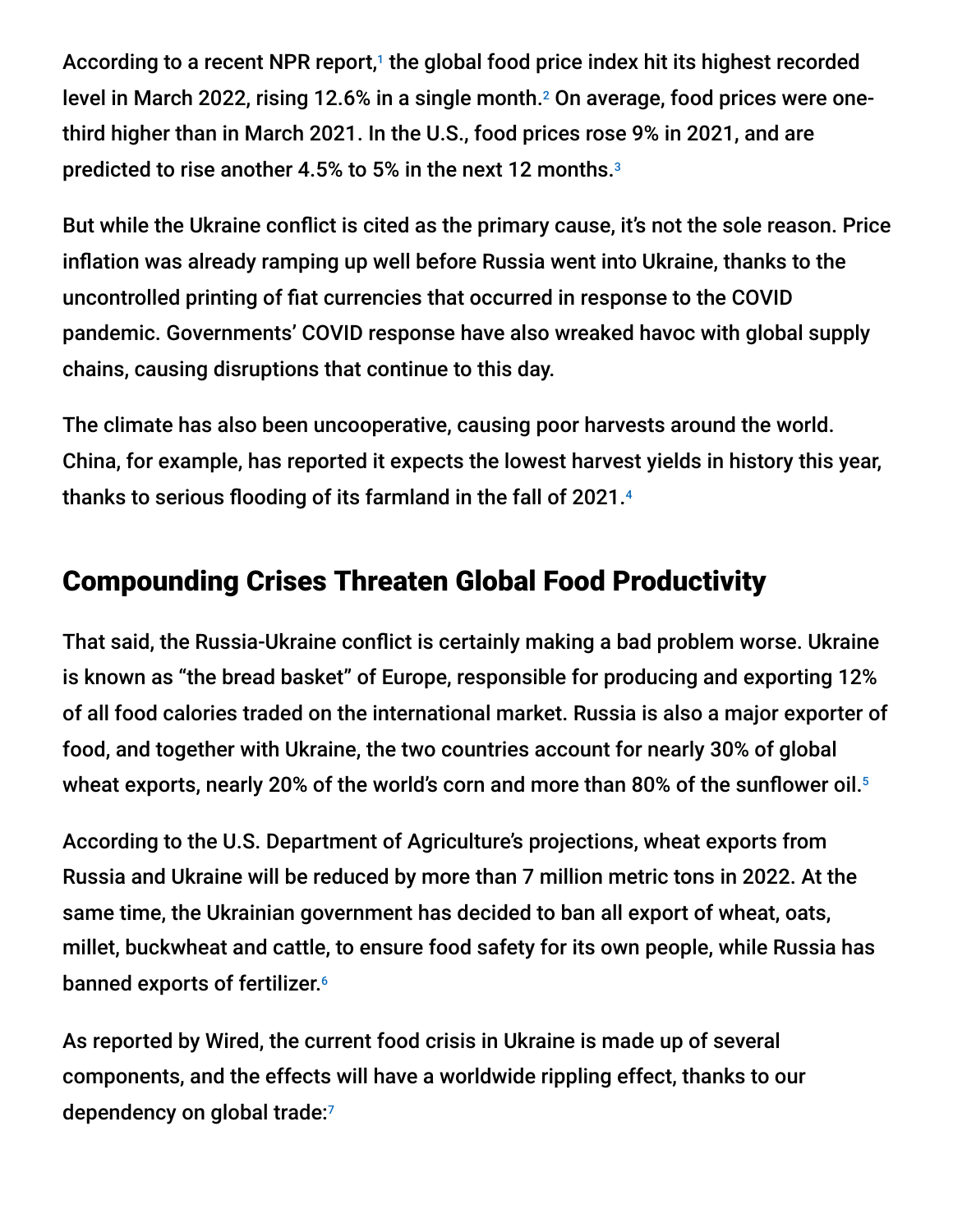According to a recent NPR report,[1] the global food price index hit its highest recorded level in March 2022, rising 12.6% in a single month.[2] On average, food prices were one-third higher than in March 2021. In the U.S., food prices rose 9% in 2021, and are predicted to rise another 4.5% to 5% in the next 12 months.[3]

But while the Ukraine conflict is cited as the primary cause, it's not the sole reason. Price inflation was already ramping up well before Russia went into Ukraine, thanks to the uncontrolled printing of fiat currencies that occurred in response to the COVID pandemic. Governments' COVID response have also wreaked havoc with global supply chains, causing disruptions that continue to this day.

The climate has also been uncooperative, causing poor harvests around the world. China, for example, has reported it expects the lowest harvest yields in history this year, thanks to serious flooding of its farmland in the fall of 2021.[4]

## Compounding Crises Threaten Global Food Productivity

That said, the Russia-Ukraine conflict is certainly making a bad problem worse. Ukraine is known as "the bread basket" of Europe, responsible for producing and exporting 12% of all food calories traded on the international market. Russia is also a major exporter of food, and together with Ukraine, the two countries account for nearly 30% of global wheat exports, nearly 20% of the world's corn and more than 80% of the sunflower oil.[5]

According to the U.S. Department of Agriculture's projections, wheat exports from Russia and Ukraine will be reduced by more than 7 million metric tons in 2022. At the same time, the Ukrainian government has decided to ban all export of wheat, oats, millet, buckwheat and cattle, to ensure food safety for its own people, while Russia has banned exports of fertilizer.[6]

As reported by Wired, the current food crisis in Ukraine is made up of several components, and the effects will have a worldwide rippling effect, thanks to our dependency on global trade:[7]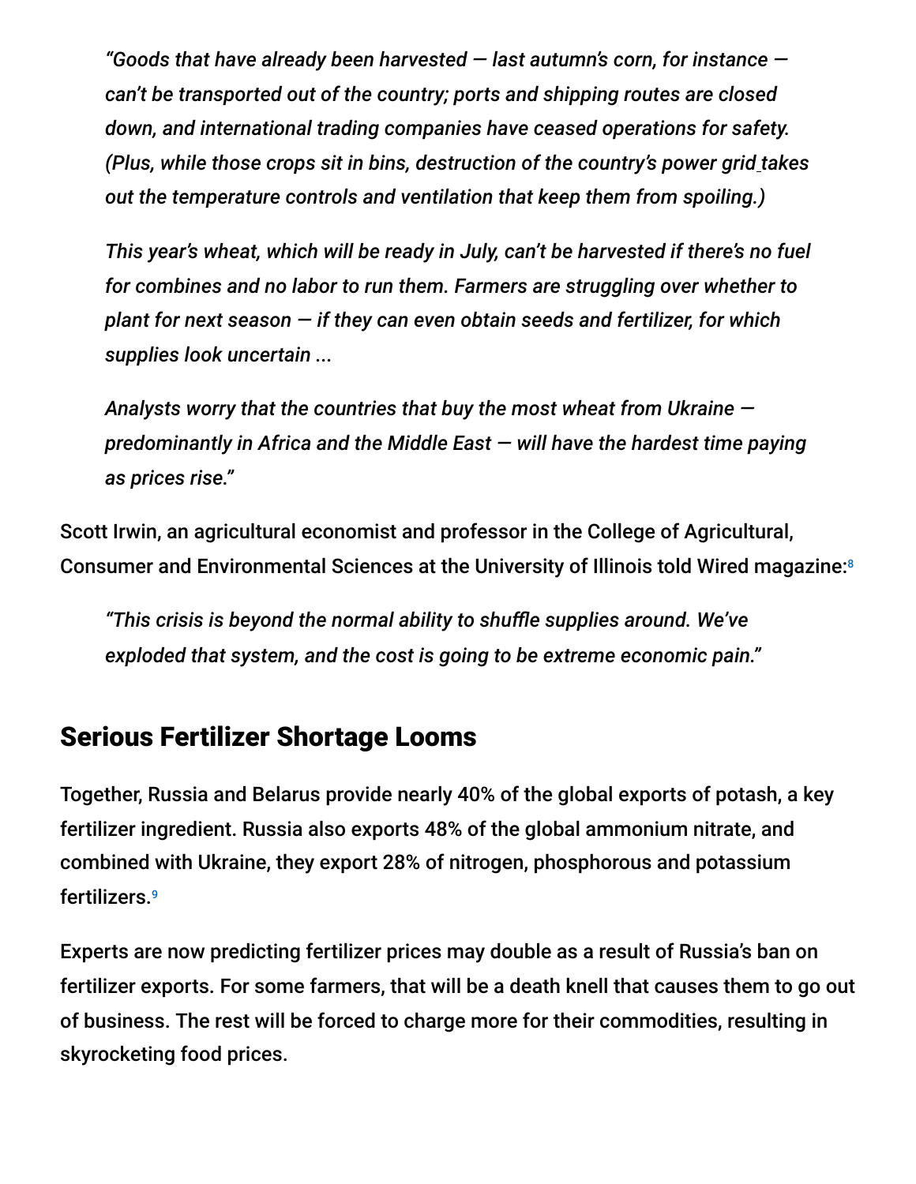> *"Goods that have already been harvested — last autumn's corn, for instance — can't be transported out of the country; ports and shipping routes are closed down, and international trading companies have ceased operations for safety. (Plus, while those crops sit in bins, destruction of the country's power grid takes out the temperature controls and ventilation that keep them from spoiling.)*
>
> *This year's wheat, which will be ready in July, can't be harvested if there's no fuel for combines and no labor to run them. Farmers are struggling over whether to plant for next season — if they can even obtain seeds and fertilizer, for which supplies look uncertain ...*
>
> *Analysts worry that the countries that buy the most wheat from Ukraine — predominantly in Africa and the Middle East — will have the hardest time paying as prices rise."*

Scott Irwin, an agricultural economist and professor in the College of Agricultural, Consumer and Environmental Sciences at the University of Illinois told Wired magazine:[8]

> *"This crisis is beyond the normal ability to shuffle supplies around. We've exploded that system, and the cost is going to be extreme economic pain."*

## Serious Fertilizer Shortage Looms

Together, Russia and Belarus provide nearly 40% of the global exports of potash, a key fertilizer ingredient. Russia also exports 48% of the global ammonium nitrate, and combined with Ukraine, they export 28% of nitrogen, phosphorous and potassium fertilizers.[9]

Experts are now predicting fertilizer prices may double as a result of Russia's ban on fertilizer exports. For some farmers, that will be a death knell that causes them to go out of business. The rest will be forced to charge more for their commodities, resulting in skyrocketing food prices.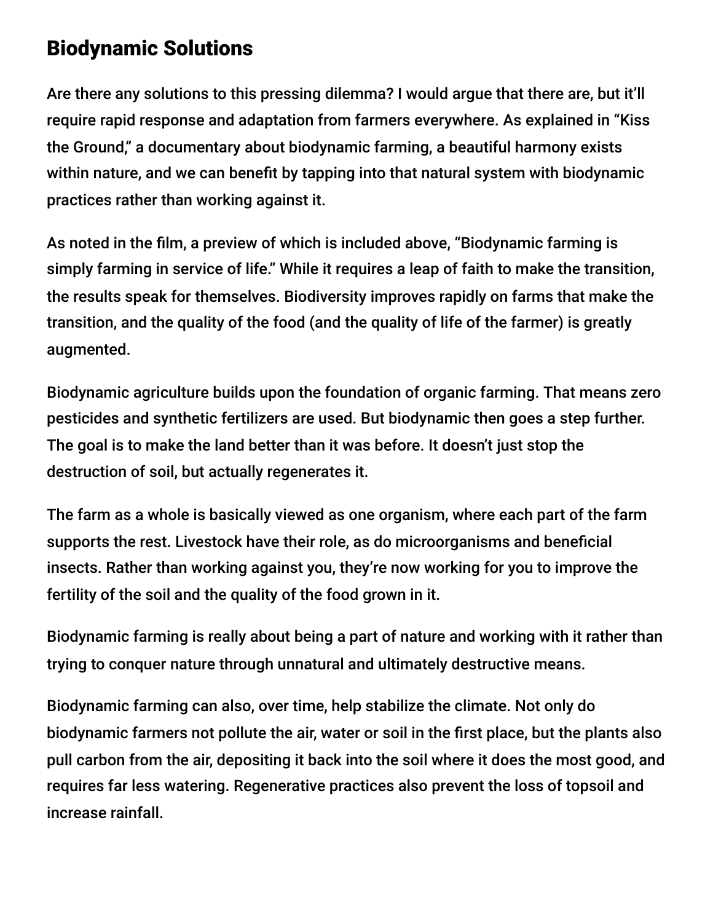## Biodynamic Solutions

Are there any solutions to this pressing dilemma? I would argue that there are, but it'll require rapid response and adaptation from farmers everywhere. As explained in "Kiss the Ground," a documentary about biodynamic farming, a beautiful harmony exists within nature, and we can benefit by tapping into that natural system with biodynamic practices rather than working against it.

As noted in the film, a preview of which is included above, "Biodynamic farming is simply farming in service of life." While it requires a leap of faith to make the transition, the results speak for themselves. Biodiversity improves rapidly on farms that make the transition, and the quality of the food (and the quality of life of the farmer) is greatly augmented.

Biodynamic agriculture builds upon the foundation of organic farming. That means zero pesticides and synthetic fertilizers are used. But biodynamic then goes a step further. The goal is to make the land better than it was before. It doesn't just stop the destruction of soil, but actually regenerates it.

The farm as a whole is basically viewed as one organism, where each part of the farm supports the rest. Livestock have their role, as do microorganisms and beneficial insects. Rather than working against you, they're now working for you to improve the fertility of the soil and the quality of the food grown in it.

Biodynamic farming is really about being a part of nature and working with it rather than trying to conquer nature through unnatural and ultimately destructive means.

Biodynamic farming can also, over time, help stabilize the climate. Not only do biodynamic farmers not pollute the air, water or soil in the first place, but the plants also pull carbon from the air, depositing it back into the soil where it does the most good, and requires far less watering. Regenerative practices also prevent the loss of topsoil and increase rainfall.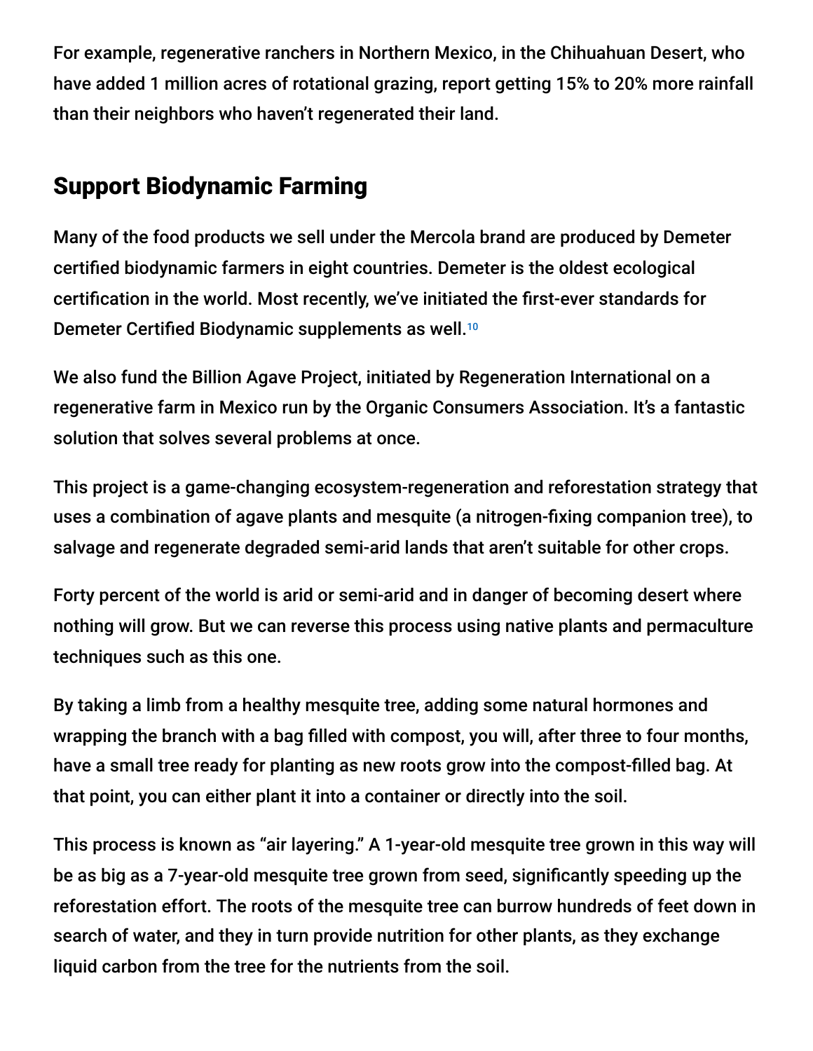For example, regenerative ranchers in Northern Mexico, in the Chihuahuan Desert, who have added 1 million acres of rotational grazing, report getting 15% to 20% more rainfall than their neighbors who haven't regenerated their land.

## Support Biodynamic Farming

Many of the food products we sell under the Mercola brand are produced by Demeter certified biodynamic farmers in eight countries. Demeter is the oldest ecological certification in the world. Most recently, we've initiated the first-ever standards for Demeter Certified Biodynamic supplements as well.[10]

We also fund the Billion Agave Project, initiated by Regeneration International on a regenerative farm in Mexico run by the Organic Consumers Association. It's a fantastic solution that solves several problems at once.

This project is a game-changing ecosystem-regeneration and reforestation strategy that uses a combination of agave plants and mesquite (a nitrogen-fixing companion tree), to salvage and regenerate degraded semi-arid lands that aren't suitable for other crops.

Forty percent of the world is arid or semi-arid and in danger of becoming desert where nothing will grow. But we can reverse this process using native plants and permaculture techniques such as this one.

By taking a limb from a healthy mesquite tree, adding some natural hormones and wrapping the branch with a bag filled with compost, you will, after three to four months, have a small tree ready for planting as new roots grow into the compost-filled bag. At that point, you can either plant it into a container or directly into the soil.

This process is known as "air layering." A 1-year-old mesquite tree grown in this way will be as big as a 7-year-old mesquite tree grown from seed, significantly speeding up the reforestation effort. The roots of the mesquite tree can burrow hundreds of feet down in search of water, and they in turn provide nutrition for other plants, as they exchange liquid carbon from the tree for the nutrients from the soil.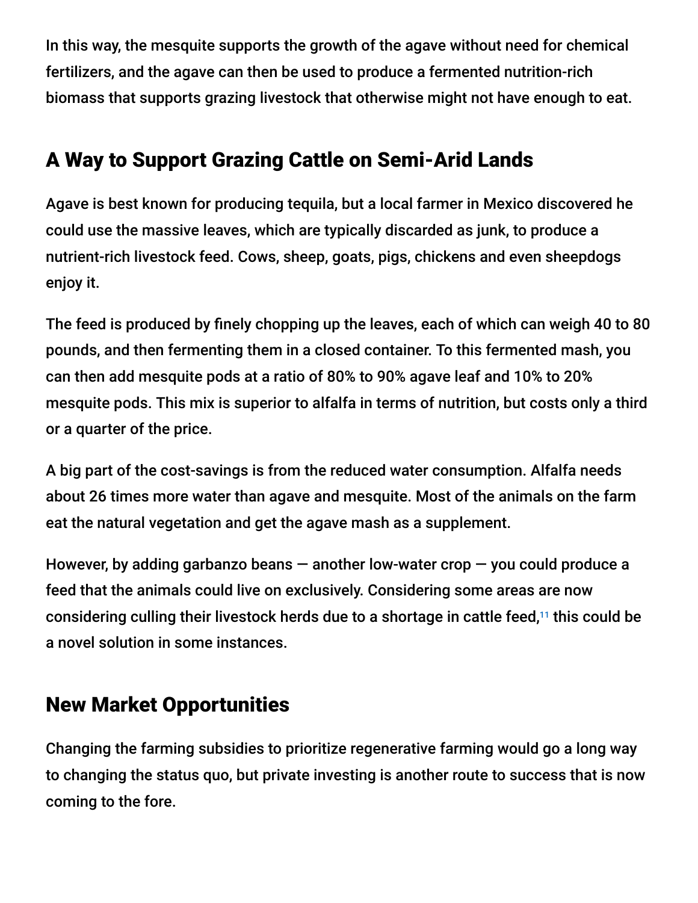In this way, the mesquite supports the growth of the agave without need for chemical fertilizers, and the agave can then be used to produce a fermented nutrition-rich biomass that supports grazing livestock that otherwise might not have enough to eat.

## A Way to Support Grazing Cattle on Semi-Arid Lands

Agave is best known for producing tequila, but a local farmer in Mexico discovered he could use the massive leaves, which are typically discarded as junk, to produce a nutrient-rich livestock feed. Cows, sheep, goats, pigs, chickens and even sheepdogs enjoy it.

The feed is produced by finely chopping up the leaves, each of which can weigh 40 to 80 pounds, and then fermenting them in a closed container. To this fermented mash, you can then add mesquite pods at a ratio of 80% to 90% agave leaf and 10% to 20% mesquite pods. This mix is superior to alfalfa in terms of nutrition, but costs only a third or a quarter of the price.

A big part of the cost-savings is from the reduced water consumption. Alfalfa needs about 26 times more water than agave and mesquite. Most of the animals on the farm eat the natural vegetation and get the agave mash as a supplement.

However, by adding garbanzo beans — another low-water crop — you could produce a feed that the animals could live on exclusively. Considering some areas are now considering culling their livestock herds due to a shortage in cattle feed,[11] this could be a novel solution in some instances.

## New Market Opportunities

Changing the farming subsidies to prioritize regenerative farming would go a long way to changing the status quo, but private investing is another route to success that is now coming to the fore.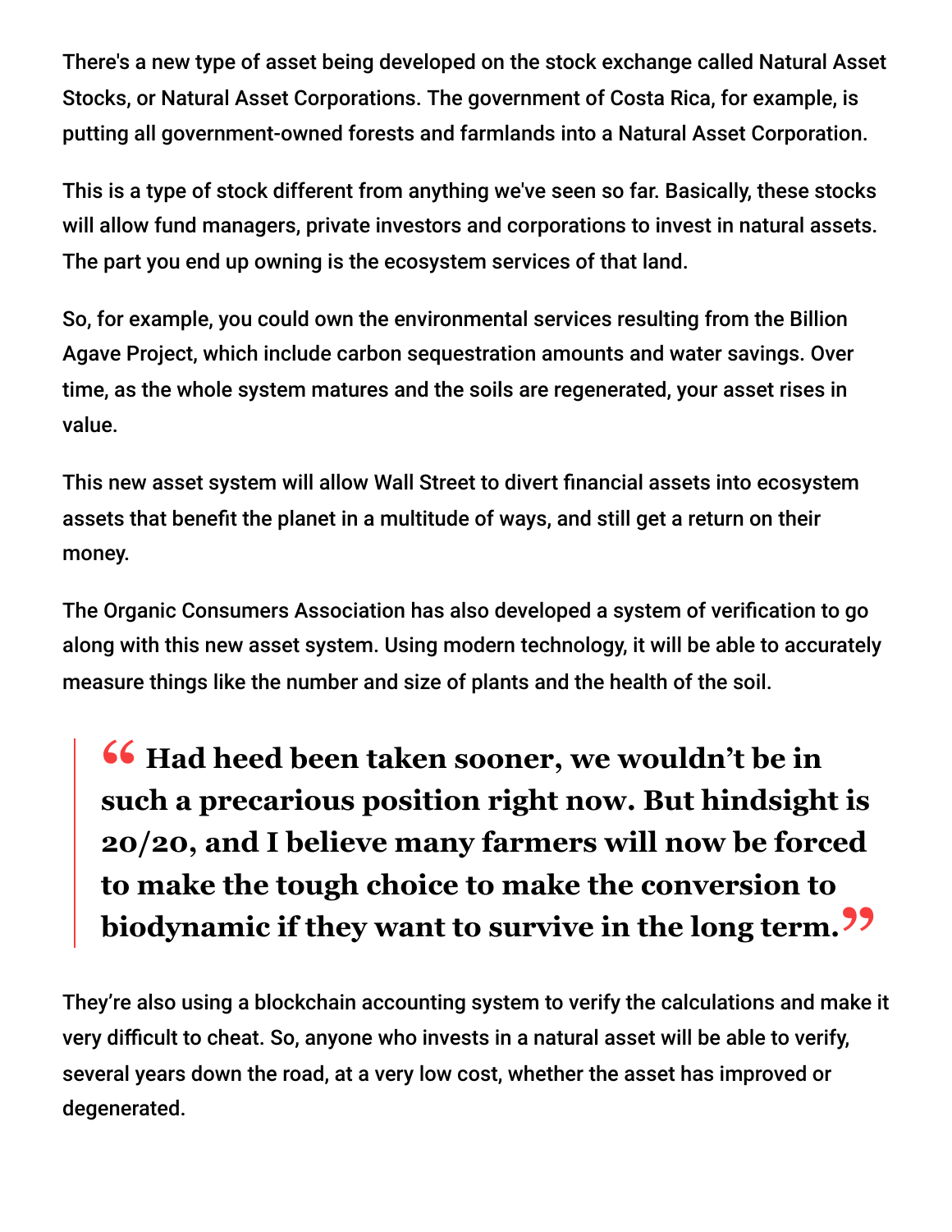There's a new type of asset being developed on the stock exchange called Natural Asset Stocks, or Natural Asset Corporations. The government of Costa Rica, for example, is putting all government-owned forests and farmlands into a Natural Asset Corporation.

This is a type of stock different from anything we've seen so far. Basically, these stocks will allow fund managers, private investors and corporations to invest in natural assets. The part you end up owning is the ecosystem services of that land.

So, for example, you could own the environmental services resulting from the Billion Agave Project, which include carbon sequestration amounts and water savings. Over time, as the whole system matures and the soils are regenerated, your asset rises in value.

This new asset system will allow Wall Street to divert financial assets into ecosystem assets that benefit the planet in a multitude of ways, and still get a return on their money.

The Organic Consumers Association has also developed a system of verification to go along with this new asset system. Using modern technology, it will be able to accurately measure things like the number and size of plants and the health of the soil.

> **"Had heed been taken sooner, we wouldn't be in such a precarious position right now. But hindsight is 20/20, and I believe many farmers will now be forced to make the tough choice to make the conversion to biodynamic if they want to survive in the long term."**

They're also using a blockchain accounting system to verify the calculations and make it very difficult to cheat. So, anyone who invests in a natural asset will be able to verify, several years down the road, at a very low cost, whether the asset has improved or degenerated.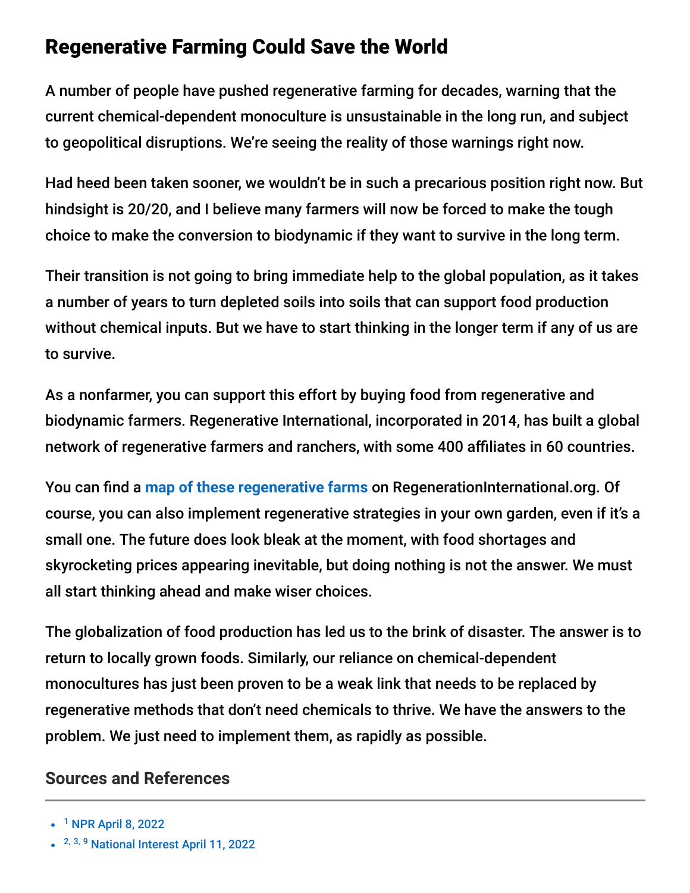## Regenerative Farming Could Save the World

A number of people have pushed regenerative farming for decades, warning that the current chemical-dependent monoculture is unsustainable in the long run, and subject to geopolitical disruptions. We're seeing the reality of those warnings right now.

Had heed been taken sooner, we wouldn't be in such a precarious position right now. But hindsight is 20/20, and I believe many farmers will now be forced to make the tough choice to make the conversion to biodynamic if they want to survive in the long term.

Their transition is not going to bring immediate help to the global population, as it takes a number of years to turn depleted soils into soils that can support food production without chemical inputs. But we have to start thinking in the longer term if any of us are to survive.

As a nonfarmer, you can support this effort by buying food from regenerative and biodynamic farmers. Regenerative International, incorporated in 2014, has built a global network of regenerative farmers and ranchers, with some 400 affiliates in 60 countries.

You can find a map of these regenerative farms on RegenerationInternational.org. Of course, you can also implement regenerative strategies in your own garden, even if it's a small one. The future does look bleak at the moment, with food shortages and skyrocketing prices appearing inevitable, but doing nothing is not the answer. We must all start thinking ahead and make wiser choices.

The globalization of food production has led us to the brink of disaster. The answer is to return to locally grown foods. Similarly, our reliance on chemical-dependent monocultures has just been proven to be a weak link that needs to be replaced by regenerative methods that don't need chemicals to thrive. We have the answers to the problem. We just need to implement them, as rapidly as possible.

### Sources and References

- [1] NPR April 8, 2022
- [2, 3, 9] National Interest April 11, 2022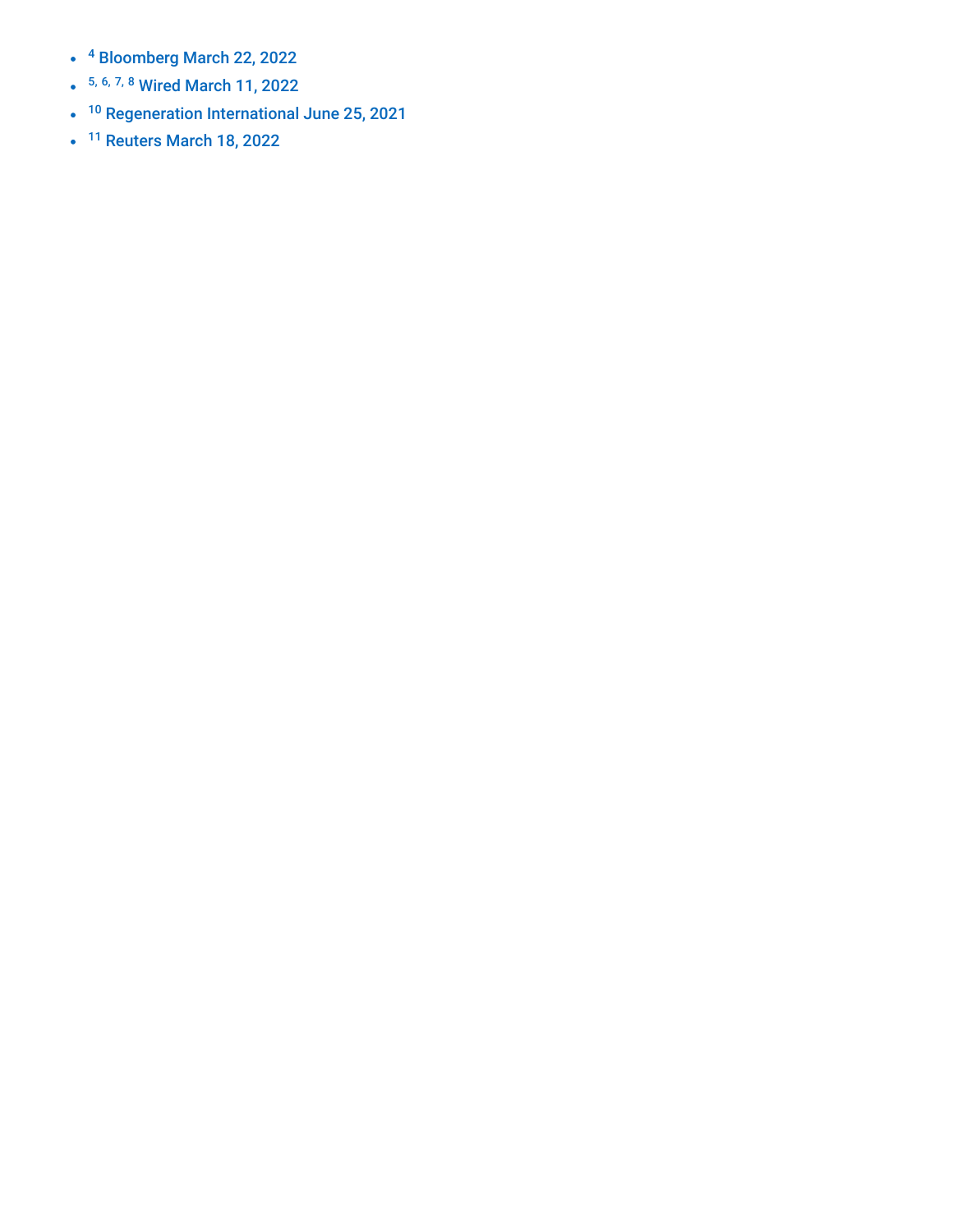- [4] Bloomberg March 22, 2022
- [5, 6, 7, 8] Wired March 11, 2022
- [10] Regeneration International June 25, 2021
- [11] Reuters March 18, 2022